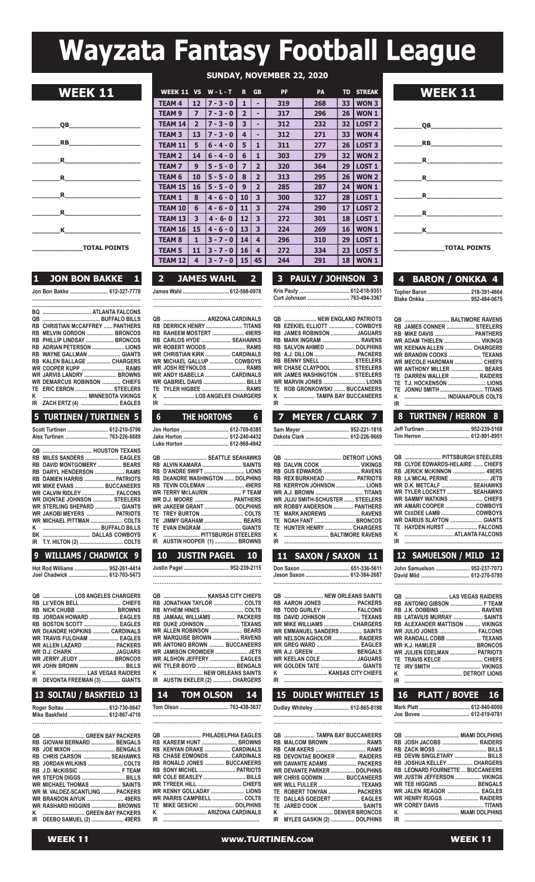# Wayzata Fantasy Football League

## SUNDAY, NOVEMBER 22, 2020

## WEEK 11

________QB____________________

________RB____________________

________R_____________________

________R_____________________

________R_____________________

________R_____________________

________K_____________________

______________TOTAL POINTS

| WEEK 11 | VS | W - L - T | R | GB | PF | PA | TD | STREAK |
|---|---|---|---|---|---|---|---|---|
| TEAM 4 | 12 | 7 - 3 - 0 | 1 | - | 319 | 268 | 33 | WON 3 |
| TEAM 9 | 7 | 7 - 3 - 0 | 2 | - | 317 | 296 | 26 | WON 1 |
| TEAM 14 | 2 | 7 - 3 - 0 | 3 | - | 312 | 232 | 32 | LOST 2 |
| TEAM 3 | 13 | 7 - 3 - 0 | 4 | - | 312 | 271 | 33 | WON 4 |
| TEAM 11 | 5 | 6 - 4 - 0 | 5 | 1 | 311 | 277 | 26 | LOST 3 |
| TEAM 2 | 14 | 6 - 4 - 0 | 6 | 1 | 303 | 279 | 32 | WON 2 |
| TEAM 7 | 9 | 5 - 5 - 0 | 7 | 2 | 320 | 364 | 29 | LOST 1 |
| TEAM 6 | 10 | 5 - 5 - 0 | 8 | 2 | 313 | 295 | 26 | WON 2 |
| TEAM 15 | 16 | 5 - 5 - 0 | 9 | 2 | 285 | 287 | 24 | WON 1 |
| TEAM 1 | 8 | 4 - 6 - 0 | 10 | 3 | 300 | 327 | 28 | LOST 1 |
| TEAM 10 | 6 | 4 - 6 - 0 | 11 | 3 | 274 | 290 | 17 | LOST 2 |
| TEAM 13 | 3 | 4 - 6 - 0 | 12 | 3 | 272 | 301 | 18 | LOST 1 |
| TEAM 16 | 15 | 4 - 6 - 0 | 13 | 3 | 224 | 269 | 16 | WON 1 |
| TEAM 8 | 1 | 3 - 7 - 0 | 14 | 4 | 296 | 310 | 29 | LOST 1 |
| TEAM 5 | 11 | 3 - 7 - 0 | 16 | 4 | 272 | 334 | 23 | LOST 5 |
| TEAM 12 | 4 | 3 - 7 - 0 | 15 | 45 | 244 | 291 | 18 | WON 1 |

## WEEK 11

________QB____________________

________RB____________________

________R_____________________

________R_____________________

________R_____________________

________R_____________________

________K_____________________

______________TOTAL POINTS

### 1 JON BON BAKKE 1

Jon Bon Bakke .......................... 612-327-7778

BQ ................................ ATLANTA FALCONS
QB ................................... BUFFALO BILLS
RB CHRISTIAN McCAFFREY ...... PANTHERS
RB MELVIN GORDON .................. BRONCOS
RB PHILLIP LINDSAY .................. BRONCOS
RB ADRIAN PETERSON ..................... LIONS
RB WAYNE GALLMAN ...................... GIANTS
RB KALEN BALLAGE ................ CHARGERS
WR COOPER KUPP ............................ RAMS
WR JARVIS LANDRY ...................... BROWNS
WR DEMARCUS ROBINSON ............ CHIEFS
TE ERIC EBRON ......................... STEELERS
K ............................ MINNESOTA VIKINGS
IR ZACH ERTZ (4) ........................... EAGLES

### 2 JAMES WAHL 2

James Wahl ................................ 612-598-0978

QB ............................ ARIZONA CARDINALS
RB DERRICK HENRY ......................... TITANS
RB RAHEEM MOSTERT ...................... 49ERS
RB CARLOS HYDE ..................... SEAHAWKS
WR ROBERT WOODS .......................... RAMS
WR CHRISTIAN KIRK ................ CARDINALS
WR MICHAEL GALLUP ................ COWBOYS
WR JOSH REYNOLDS ........................ RAMS
WR ANDY ISABELLA ................ CARDINALS
WR GABRIEL DAVIS ............................ BILLS
TE TYLER HIGBEE ............................. RAMS
K .................... LOS ANGELES CHARGERS
IR ...................................................

### 3 PAULY / JOHNSON 3

Kris Pauly ................................... 612-618-9351
Curt Johnson ............................ 763-494-3367

QB ..................... NEW ENGLAND PATRIOTS
RB EZEKIEL ELLIOTT ................. COWBOYS
RB JAMES ROBINSON ................. JAGUARS
RB MARK INGRAM .......................... RAVENS
RB SALVON AHMED ..................... DOLPHINS
RB A.J. DILLON ............................. PACKERS
RB BENNY SNELL ....................... STEELERS
WR CHASE CLAYPOOL ............... STEELERS
WR JAMES WASHINGTON ........... STEELERS
WR MARVIN JONES ............................ LIONS
TE ROB GRONKOWSKI ........ BUCCANEERS
K .................... TAMPA BAY BUCCANEERS
IR ...................................................

### 4 BARON / ONKKA 4

Topher Baron ............................ 218-391-4664
Blake Onkka ............................... 952-484-0675

QB .............................. BALTIMORE RAVENS
RB JAMES CONNER .................. STEELERS
RB MIKE DAVIS ........................... PANTHERS
WR ADAM THIELEN ......................... VIKINGS
WR KEENAN ALLEN ................... CHARGERS
WR BRANDIN COOKS ...................... TEXANS
WR MECOLE HARDMAN .................. CHIEFS
WR ANTHONY MILLER ...................... BEARS
TE DARREN WALLER .................... RAIDERS
TE T.J. HOCKENSON ......................... LIONS
TE JONNU SMITH ............................. TITANS
K ............................. INDIANAPOLIS COLTS
IR ...................................................

### 5 TURTINEN / TURTINEN 5

Scott Turtinen ............................ 612-210-5796
Alex Turtinen .............................. 763-226-6689

QB .................................. HOUSTON TEXANS
RB MILES SANDERS ....................... EAGLES
RB DAVID MONTGOMERY ................ BEARS
RB DARYL HENDERSON .................... RAMS
RB DAMIEN HARRIS .................... PATRIOTS
WR MIKE EVANS ................... BUCCANEERS
WR CALVIN RIDLEY ...................... FALCONS
WR DIONTAE JOHNSON ............. STEELERS
WR STERLING SHEPARD ................ GIANTS
WR JAKOBI MEYERS .................. PATRIOTS
WR MICHAEL PITTMAN ...................... COLTS
K ........................................ BUFFALO BILLS
BK ................................ DALLAS COWBOYS
IR T.Y. HILTON (2) ............................ COLTS

### 6 THE HORTONS 6

Jim Horton ................................. 612-709-8385
Jake Horton ............................... 612-240-4432
Luke Horton ............................... 612-968-4942

QB ............................ SEATTLE SEAHAWKS
RB ALVIN KAMARA ............................ SAINTS
RB D'ANDRE SWIFT ............................ LIONS
RB DeANDRE WASHINGTON ....... DOLPHINS
RB TEVIN COLEMAN .......................... 49ERS
WR TERRY McLAURIN ....................... F TEAM
WR D.J. MOORE .......................... PANTHERS
WR JAKEEM GRANT .................... DOLPHINS
TE TREY BURTON ............................. COLTS
TE JIMMY GRAHAM ........................... BEARS
TE EVAN ENGRAM ............................ GIANTS
K ............................ PITTSBURGH STEELERS
IR AUSTIN HOOPER (1) ................ BROWNS

### 7 MEYER / CLARK 7

Sam Meyer ................................. 952-221-1816
Dakota Clark .............................. 612-226-9669

QB ...................................... DETROIT LIONS
RB DALVIN COOK ........................... VIKINGS
RB GUS EDWARDS .......................... RAVENS
RB REX BURKHEAD .................... PATRIOTS
RB KERRYON JOHNSON ................... LIONS
WR A.J. BROWN ................................ TITANS
WR JUJU SMITH-SCHUSTER ...... STEELERS
WR ROBBY ANDERSON ............. PANTHERS
TE MARK ANDREWS ....................... RAVENS
TE NOAH FANT ............................ BRONCOS
TE HUNTER HENRY .................. CHARGERS
K .............................. BALTIMORE RAVENS
IR ...................................................

### 8 TURTINEN / HERRON 8

Jeff Turtinen .............................. 952-239-5168
Tim Herron ................................. 612-991-8951

QB ......................... PITTSBURGH STEELERS
RB CLYDE EDWARDS-HELAIRE ...... CHIEFS
RB JERICK McKINNON ..................... 49ERS
RB LA'MICAL PERINE ........................ JETS
WR D.K. METCALF ..................... SEAHAWKS
WR TYLER LOCKETT .................. SEAHAWKS
WR SAMMY WATKINS ...................... CHIEFS
WR AMARI COOPER .................... COWBOYS
WR CeeDEE LAMB ....................... COWBOYS
WR DARIUS SLAYTON ...................... GIANTS
TE HAYDEN HURST ...................... FALCONS
K .................................. ATLANTA FALCONS
IR ...................................................

### 9 WILLIAMS / CHADWICK 9

Hot Rod Williams ....................... 952-261-4414
Joel Chadwick ........................... 612-703-5473

QB ..................... LOS ANGELES CHARGERS
RB Le'VEON BELL ............................ CHIEFS
RB NICK CHUBB ............................ BROWNS
RB JORDAN HOWARD ................... EAGLES
RB BOSTON SCOTT ........................ EAGLES
WR DeANDRE HOPKINS ........... CARDINALS
WR TRAVIS FULGHAM ..................... EAGLES
WR ALLEN LAZARD ...................... PACKERS
WR D.J. CHARK ........................... JAGUARS
WR JERRY JEUDY ....................... BRONCOS
WR JOHN BROWN ............................. BILLS
K ........................... LAS VEGAS RAIDERS
IR DEVONTA FREEMAN (3) ............ GIANTS

### 10 JUSTIN PAGEL 10

Justin Pagel ............................... 952-239-2115

QB ............................ KANSAS CITY CHIEFS
RB JONATHAN TAYLOR .................... COLTS
RB NYHEIM HINES ............................ COLTS
RB JAMAAL WILLIAMS ................. PACKERS
RB DUKE JOHNSON ........................ TEXANS
WR ALLEN ROBINSON ...................... BEARS
WR MARQUISE BROWN .................. RAVENS
WR ANTONIO BROWN .......... BUCCANEERS
WR JAMISON CROWDER ...................... JETS
WR ALSHON JEFFERY ...................... EAGLES
WR TYLER BOYD .......................... BENGALS
K ............................ NEW ORLEANS SAINTS
IR AUSTIN EKELER (2) ............ CHARGERS

### 11 SAXON / SAXON 11

Don Saxon .................................. 651-336-5611
Jason Saxon ............................... 612-384-2687

QB ........................... NEW ORLEANS SAINTS
RB AARON JONES ....................... PACKERS
RB TODD GURLEY ....................... FALCONS
RB DAVID JOHNSON ....................... TEXANS
WR MIKE WILLIAMS ................... CHARGERS
WR EMMANUEL SANDERS ............... SAINTS
WR NELSON AGHOLOR ................. RAIDERS
WR GREG WARD ............................. EAGLES
WR A.J. GREEN ............................ BENGALS
WR KEELAN COLE ........................ JAGUARS
WR GOLDEN TATE ............................ GIANTS
K ............................ KANSAS CITY CHIEFS
IR ...................................................

### 12 SAMUELSON / MILD 12

John Samuelson ........................ 952-237-7073
David Mild .................................. 612-270-5785

QB ........................... LAS VEGAS RAIDERS
RB ANTONIO GIBSON ...................... F TEAM
RB J.K. DOBBINS ............................ RAVENS
RB LATAVIUS MURRAY .................... SAINTS
RB ALEXANDER MATTISON ........... VIKINGS
WR JULIO JONES .......................... FALCONS
WR RANDALL COBB ....................... TEXANS
WR K.J. HAMLER ......................... BRONCOS
WR JULIEN EDELMAN ................. PATRIOTS
TE TRAVIS KELCE ............................ CHIEFS
TE IRV SMITH ................................. VIKINGS
K .......................................... DETROIT LIONS
IR ...................................................

### 13 SOLTAU / BASKFIELD 13

Roger Soltau .............................. 612-730-0647
Mike Baskfield ........................... 612-867-4710

QB ............................ GREEN BAY PACKERS
RB GIOVANI BERNARD ................ BENGALS
RB JOE MIXON ............................. BENGALS
RB CHRIS CARSON .................... SEAHAWKS
RB JORDAN WILKINS ....................... COLTS
RB J.D. McKISSIC .............................. F TEAM
WR STEFON DIGGS ............................. BILLS
WR MICHAEL THOMAS ..................... SAINTS
WR M. VALDEZ-SCANTLING ......... PACKERS
WR BRANDON AIYUK ....................... 49ERS
WR RASHARD HIGGINS ................. BROWNS
K ............................ GREEN BAY PACKERS
IR DEEBO SAMUEL (2) ...................... 49ERS

### 14 TOM OLSON 14

Tom Olson ................................. 763-438-3637

QB ........................... PHILADELPHIA EAGLES
RB KAREEM HUNT ........................ BROWNS
RB KENYAN DRAKE ................ CARDINALS
RB CHASE EDMONDS ............. CARDINALS
RB RONALD JONES ............. BUCCANEERS
RB SONY MICHEL ......................... PATRIOTS
WR COLE BEASLEY ............................ BILLS
WR TYREEK HILL ............................. CHIEFS
WR KENNY GOLLADAY ...................... LIONS
WR PARRIS CAMPBELL ...................... COLTS
TE MIKE GESICKI ....................... DOLPHINS
K ............................ ARIZONA CARDINALS
IR ...................................................

### 15 DUDLEY WHITELEY 15

Dudley Whiteley ......................... 612-865-8198

QB ..................... TAMPA BAY BUCCANEERS
RB MALCOM BROWN ......................... RAMS
RB CAM AKERS .................................. RAMS
RB DEVONTAE BOOKER ............... RAIDERS
WR DAVANTE ADAMS .................. PACKERS
WR DEVANTE PARKER ................ DOLPHINS
WR CHRIS GODWIN ............... BUCCANEERS
WR WILL FULLER ............................. TEXANS
TE ROBERT TONYAN ................... PACKERS
TE DALLAS GOEDERT .................... EAGLES
TE JARED COOK ............................. SAINTS
K .................................. DENVER BRONCOS
IR MYLES GASKIN (2) ................ DOLPHINS

### 16 PLATT / BOVEE 16

Mark Platt .................................. 612-840-6000
Joe Bovee ................................... 612-819-9781

QB ..................................... MIAMI DOLPHINS
RB JOSH JACOBS .......................... RAIDERS
RB ZACK MOSS ................................... BILLS
RB DEVIN SINGLETARY ...................... BILLS
RB JOSHUA KELLEY ................... CHARGERS
RB LEONARD FOURNETTE ... BUCCANEERS
WR JUSTIN JEFFERSON ................. VIKINGS
WR TEE HIGGINS .......................... BENGALS
WR JALEN REAGOR ........................ EAGLES
WR HENRY RUGGS ......................... RAIDERS
WR COREY DAVIS ............................. TITANS
K ..................................... MIAMI DOLPHINS
IR ...................................................

www.TURTINEN.com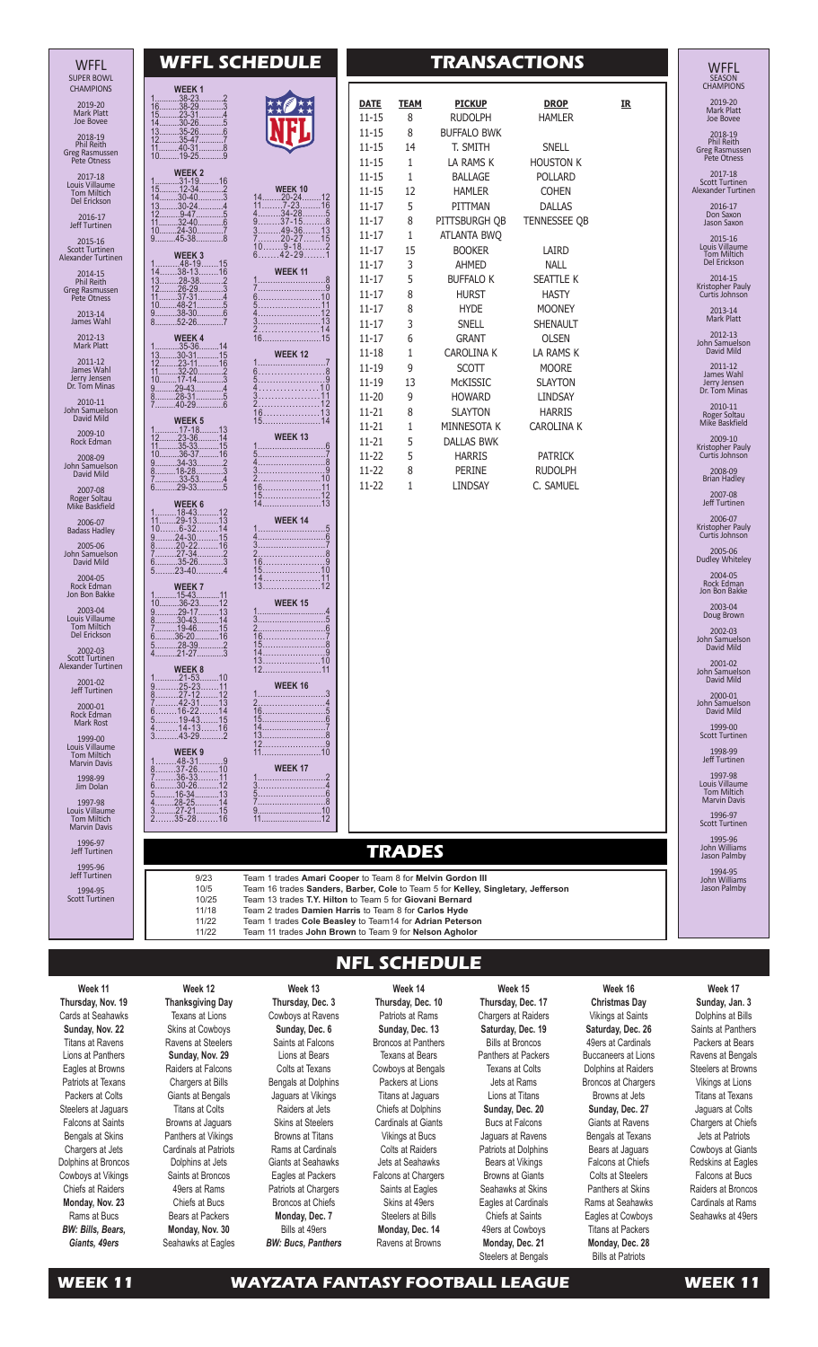# WFFL SUPER BOWL CHAMPIONS

2019-20
Mark Platt
Joe Bovee

2018-19
Phil Reith
Greg Rasmussen
Pete Otness

2017-18
Louis Villaume
Tom Miltich
Del Erickson

2016-17
Jeff Turtinen

2015-16
Scott Turtinen
Alexander Turtinen

2014-15
Phil Reith
Greg Rasmussen
Pete Otness

2013-14
James Wahl

2012-13
Mark Platt

2011-12
James Wahl
Jerry Jensen
Dr. Tom Minas

2010-11
John Samuelson
David Mild

2009-10
Rock Edman

2008-09
John Samuelson
David Mild

2007-08
Roger Soltau
Mike Baskfield

2006-07
Badass Hadley

2005-06
John Samuelson
David Mild

2004-05
Rock Edman
Jon Bon Bakke

2003-04
Louis Villaume
Tom Miltich
Del Erickson

2002-03
Scott Turtinen
Alexander Turtinen

2001-02
Jeff Turtinen

2000-01
Rock Edman
Mark Rost

1999-00
Louis Villaume
Tom Miltich
Marvin Davis

1998-99
Jim Dolan

1997-98
Louis Villaume
Tom Miltich
Marvin Davis

1996-97
Jeff Turtinen

1995-96
Jeff Turtinen

1994-95
Scott Turtinen

# WFFL SCHEDULE

**WEEK 1**
1.........38-23.........2
16.........38-29.........3
15.........23-31.........4
14.........30-26.........5
13.........35-26.........6
12.........35-47.........7
11.........40-31.........8
10.........19-25.........9

**WEEK 2**
1.........31-19.........16
15.........12-34.........2
14.........30-40.........3
13.........30-24.........4
12.........9-47.........5
11.........32-40.........6
10.........24-30.........7
9.........45-38.........8

**WEEK 3**
1.........48-19.........15
14.........38-13.........16
13.........28-38.........2
12.........26-29.........3
11.........37-31.........4
10.........48-21.........5
9.........38-30.........6
8.........52-26.........7

**WEEK 4**
1.........35-36.........14
13.........30-31.........15
12.........23-11.........16
11.........32-20.........2
10.........17-14.........3
9.........29-43.........4
8.........28-31.........5
7.........40-29.........6

**WEEK 5**
1.........17-18.........13
12.........23-36.........14
11.........35-33.........15
10.........36-37.........16
9.........34-33.........2
8.........18-28.........3
7.........33-53.........4
6.........29-33.........5

**WEEK 6**
1.........18-43.........12
11.........29-13.........13
10.........6-32.........14
9.........24-30.........15
8.........20-22.........16
7.........27-34.........2
6.........35-26.........3
5.........23-40.........4

**WEEK 7**
1.........15-43.........11
10.........36-23.........12
9.........29-17.........13
8.........30-43.........14
7.........19-46.........15
6.........36-20.........16
5.........28-39.........2
4.........21-27.........3

**WEEK 8**
1.........21-53.........10
9.........25-23.........11
8.........27-12.........12
7.........42-31.........13
6.........16-22.........14
5.........19-43.........15
4.........14-13.........16
3.........43-29.........2

**WEEK 9**
1.........48-31.........9
8.........37-26.........10
7.........36-33.........11
6.........30-26.........12
5.........16-34.........13
4.........28-25.........14
3.........27-21.........15
2.........35-28.........16

**WEEK 10**
14.........20-24.........12
11.........7-23.........16
4.........34-28.........5
9.........37-15.........8
3.........49-36.........13
7.........20-27.........15
10.........9-18.........2
6.........42-29.........1

**WEEK 11**
1.........................8
7.........................9
6.........................10
5.........................11
4.........................12
3.........................13
2.........................14
16.........................15

**WEEK 12**
1.........................7
6.........................8
5.........................9
4.........................10
3.........................11
2.........................12
16.........................13
15.........................14

**WEEK 13**
1.........................6
5.........................7
4.........................8
3.........................9
2.........................10
16.........................11
15.........................12
14.........................13

**WEEK 14**
1.........................5
4.........................6
3.........................7
2.........................8
16.........................9
15.........................10
14.........................11
13.........................12

**WEEK 15**
1.........................4
3.........................5
2.........................6
16.........................7
15.........................8
14.........................9
13.........................10
12.........................11

**WEEK 16**
1.........................3
2.........................4
16.........................5
15.........................6
14.........................7
13.........................8
12.........................9
11.........................10

**WEEK 17**
1.........................2
3.........................4
5.........................6
7.........................8
9.........................10
11.........................12

# TRANSACTIONS

| DATE | TEAM | PICKUP | DROP | IR |
|---|---|---|---|---|
| 11-15 | 8 | RUDOLPH | HAMLER | |
| 11-15 | 8 | BUFFALO BWK | | |
| 11-15 | 14 | T. SMITH | SNELL | |
| 11-15 | 1 | LA RAMS K | HOUSTON K | |
| 11-15 | 1 | BALLAGE | POLLARD | |
| 11-15 | 12 | HAMLER | COHEN | |
| 11-17 | 5 | PITTMAN | DALLAS | |
| 11-17 | 8 | PITTSBURGH QB | TENNESSEE QB | |
| 11-17 | 1 | ATLANTA BWQ | | |
| 11-17 | 15 | BOOKER | LAIRD | |
| 11-17 | 3 | AHMED | NALL | |
| 11-17 | 5 | BUFFALO K | SEATTLE K | |
| 11-17 | 8 | HURST | HASTY | |
| 11-17 | 8 | HYDE | MOONEY | |
| 11-17 | 3 | SNELL | SHENAULT | |
| 11-17 | 6 | GRANT | OLSEN | |
| 11-18 | 1 | CAROLINA K | LA RAMS K | |
| 11-19 | 9 | SCOTT | MOORE | |
| 11-19 | 13 | McKISSIC | SLAYTON | |
| 11-20 | 9 | HOWARD | LINDSAY | |
| 11-21 | 8 | SLAYTON | HARRIS | |
| 11-21 | 1 | MINNESOTA K | CAROLINA K | |
| 11-21 | 5 | DALLAS BWK | | |
| 11-22 | 5 | HARRIS | PATRICK | |
| 11-22 | 8 | PERINE | RUDOLPH | |
| 11-22 | 1 | LINDSAY | C. SAMUEL | |

# TRADES

| | |
|---|---|
| 9/23 | Team 1 trades **Amari Cooper** to Team 8 for **Melvin Gordon III** |
| 10/5 | Team 16 trades **Sanders, Barber, Cole** to Team 5 for **Kelley, Singletary, Jefferson** |
| 10/25 | Team 13 trades **T.Y. Hilton** to Team 5 for **Giovani Bernard** |
| 11/18 | Team 2 trades **Damien Harris** to Team 8 for **Carlos Hyde** |
| 11/22 | Team 1 trades **Cole Beasley** to Team14 for **Adrian Peterson** |
| 11/22 | Team 11 trades **John Brown** to Team 9 for **Nelson Agholor** |

# WFFL SEASON CHAMPIONS

2019-20
Mark Platt
Joe Bovee

2018-19
Phil Reith
Greg Rasmussen
Pete Otness

2017-18
Scott Turtinen
Alexander Turtinen

2016-17
Don Saxon
Jason Saxon

2015-16
Louis Villaume
Tom Miltich
Del Erickson

2014-15
Kristopher Pauly
Curtis Johnson

2013-14
Mark Platt

2012-13
John Samuelson
David Mild

2011-12
James Wahl
Jerry Jensen
Dr. Tom Minas

2010-11
Roger Soltau
Mike Baskfield

2009-10
Kristopher Pauly
Curtis Johnson

2008-09
Brian Hadley

2007-08
Jeff Turtinen

2006-07
Kristopher Pauly
Curtis Johnson

2005-06
Dudley Whiteley

2004-05
Rock Edman
Jon Bon Bakke

2003-04
Doug Brown

2002-03
John Samuelson
David Mild

2001-02
John Samuelson
David Mild

2000-01
John Samuelson
David Mild

1999-00
Scott Turtinen

1998-99
Jeff Turtinen

1997-98
Louis Villaume
Tom Miltich
Marvin Davis

1996-97
Scott Turtinen

1995-96
John Williams
Jason Palmby

1994-95
John Williams
Jason Palmby

# NFL SCHEDULE

**Week 11**
**Thursday, Nov. 19**
Cards at Seahawks
**Sunday, Nov. 22**
Titans at Ravens
Lions at Panthers
Eagles at Browns
Patriots at Texans
Packers at Colts
Steelers at Jaguars
Falcons at Saints
Bengals at Skins
Chargers at Jets
Dolphins at Broncos
Cowboys at Vikings
Chiefs at Raiders
**Monday, Nov. 23**
Rams at Bucs
***BW: Bills, Bears, Giants, 49ers***

**Week 12**
**Thanksgiving Day**
Texans at Lions
Skins at Cowboys
Ravens at Steelers
**Sunday, Nov. 29**
Raiders at Falcons
Chargers at Bills
Giants at Bengals
Titans at Colts
Browns at Jaguars
Panthers at Vikings
Cardinals at Patriots
Dolphins at Jets
Saints at Broncos
49ers at Rams
Chiefs at Bucs
Bears at Packers
**Monday, Nov. 30**
Seahawks at Eagles

**Week 13**
**Thursday, Dec. 3**
Cowboys at Ravens
**Sunday, Dec. 6**
Saints at Falcons
Lions at Bears
Colts at Texans
Bengals at Dolphins
Jaguars at Vikings
Raiders at Jets
Skins at Steelers
Browns at Titans
Rams at Cardinals
Giants at Seahawks
Eagles at Packers
Patriots at Chargers
Broncos at Chiefs
**Monday, Dec. 7**
Bills at 49ers
***BW: Bucs, Panthers***

**Week 14**
**Thursday, Dec. 10**
Patriots at Rams
**Sunday, Dec. 13**
Broncos at Panthers
Texans at Bears
Cowboys at Bengals
Packers at Lions
Titans at Jaguars
Chiefs at Dolphins
Cardinals at Giants
Vikings at Bucs
Colts at Raiders
Jets at Seahawks
Falcons at Chargers
Saints at Eagles
Skins at 49ers
Steelers at Bills
**Monday, Dec. 14**
Ravens at Browns

**Week 15**
**Thursday, Dec. 17**
Chargers at Raiders
**Saturday, Dec. 19**
Bills at Broncos
Panthers at Packers
Texans at Colts
Jets at Rams
Lions at Titans
**Sunday, Dec. 20**
Bucs at Falcons
Jaguars at Ravens
Patriots at Dolphins
Bears at Vikings
Browns at Giants
Seahawks at Skins
Eagles at Cardinals
Chiefs at Saints
49ers at Cowboys
**Monday, Dec. 21**
Steelers at Bengals

**Week 16**
**Christmas Day**
Vikings at Saints
**Saturday, Dec. 26**
49ers at Cardinals
Buccaneers at Lions
Dolphins at Raiders
Broncos at Chargers
Browns at Jets
**Sunday, Dec. 27**
Giants at Ravens
Bengals at Texans
Bears at Jaguars
Falcons at Chiefs
Colts at Steelers
Panthers at Skins
Rams at Seahawks
Eagles at Cowboys
Titans at Packers
**Monday, Dec. 28**
Bills at Patriots

**Week 17**
**Sunday, Jan. 3**
Dolphins at Bills
Saints at Panthers
Packers at Bears
Ravens at Bengals
Steelers at Browns
Vikings at Lions
Titans at Texans
Jaguars at Colts
Chargers at Chiefs
Jets at Patriots
Cowboys at Giants
Redskins at Eagles
Falcons at Bucs
Raiders at Broncos
Cardinals at Rams
Seahawks at 49ers